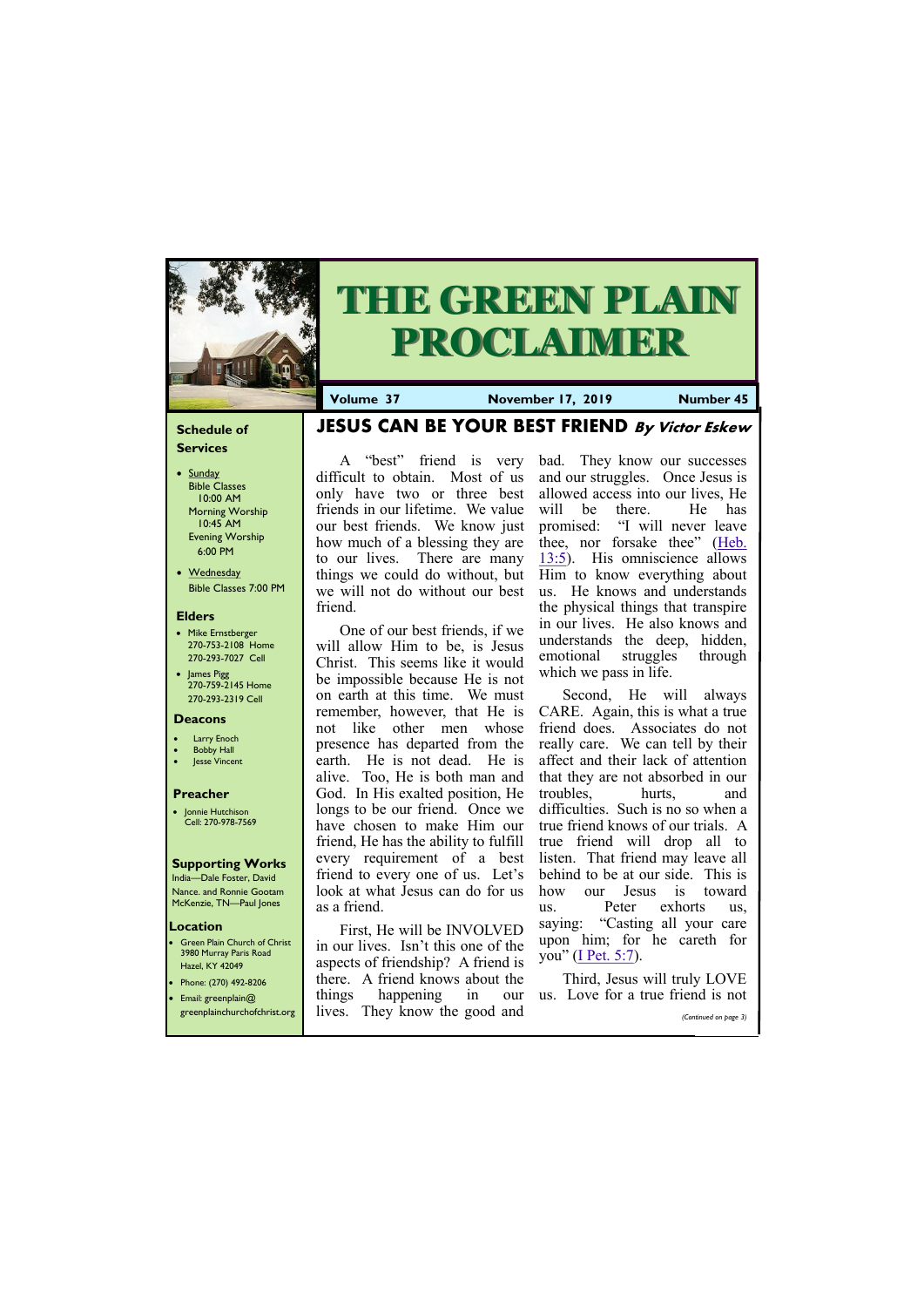# THE GREEN PLAIN PROCLAIMER

**Volume 37** | **November 17, 2019** | **Number 45**

### Schedule of Services

- Sunday
  - Bible Classes 10:00 AM
  - Morning Worship 10:45 AM
  - Evening Worship 6:00 PM
- Wednesday
  - Bible Classes 7:00 PM

### Elders

- Mike Ernstberger 270-753-2108 Home 270-293-7027 Cell
- James Pigg 270-759-2145 Home 270-293-2319 Cell

### Deacons

- Larry Enoch
- Bobby Hall
- Jesse Vincent

### Preacher

- Jonnie Hutchison Cell: 270-978-7569

### Supporting Works

India—Dale Foster, David Nance. and Ronnie Gootam McKenzie, TN—Paul Jones

### Location

- Green Plain Church of Christ 3980 Murray Paris Road Hazel, KY 42049
- Phone: (270) 492-8206
- Email: greenplain@greenplainchurchofchrist.org

## JESUS CAN BE YOUR BEST FRIEND *By Victor Eskew*

A "best" friend is very difficult to obtain. Most of us only have two or three best friends in our lifetime. We value our best friends. We know just how much of a blessing they are to our lives. There are many things we could do without, but we will not do without our best friend.

One of our best friends, if we will allow Him to be, is Jesus Christ. This seems like it would be impossible because He is not on earth at this time. We must remember, however, that He is not like other men whose presence has departed from the earth. He is not dead. He is alive. Too, He is both man and God. In His exalted position, He longs to be our friend. Once we have chosen to make Him our friend, He has the ability to fulfill every requirement of a best friend to every one of us. Let's look at what Jesus can do for us as a friend.

First, He will be INVOLVED in our lives. Isn't this one of the aspects of friendship? A friend is there. A friend knows about the things happening in our lives. They know the good and bad. They know our successes and our struggles. Once Jesus is allowed access into our lives, He will be there. He has promised: "I will never leave thee, nor forsake thee" (Heb. 13:5). His omniscience allows Him to know everything about us. He knows and understands the physical things that transpire in our lives. He also knows and understands the deep, hidden, emotional struggles through which we pass in life.

Second, He will always CARE. Again, this is what a true friend does. Associates do not really care. We can tell by their affect and their lack of attention that they are not absorbed in our troubles, hurts, and difficulties. Such is no so when a true friend knows of our trials. A true friend will drop all to listen. That friend may leave all behind to be at our side. This is how our Jesus is toward us. Peter exhorts us, saying: "Casting all your care upon him; for he careth for you" (I Pet. 5:7).

Third, Jesus will truly LOVE us. Love for a true friend is not

*(Continued on page 3)*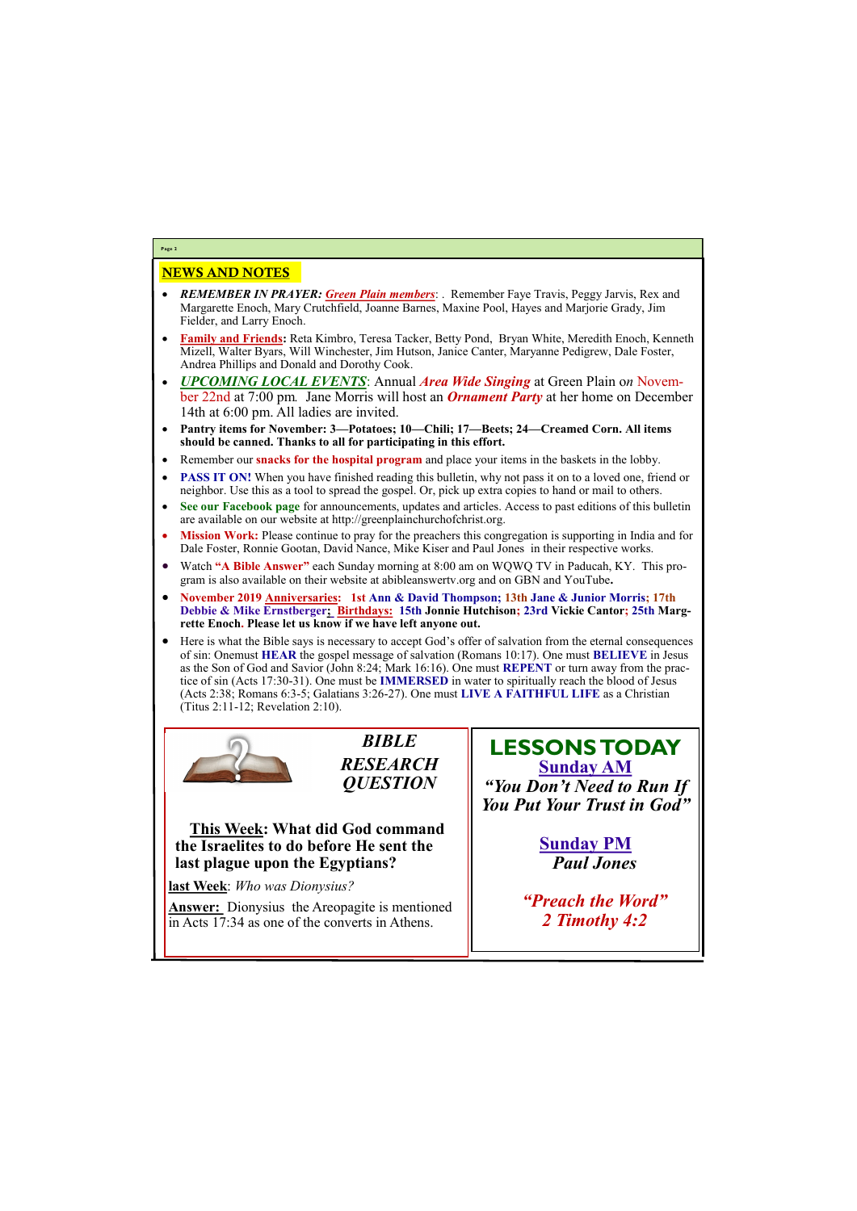## NEWS AND NOTES

- ***REMEMBER IN PRAYER:*** ***Green Plain members***: . Remember Faye Travis, Peggy Jarvis, Rex and Margarette Enoch, Mary Crutchfield, Joanne Barnes, Maxine Pool, Hayes and Marjorie Grady, Jim Fielder, and Larry Enoch.
- **Family and Friends:** Reta Kimbro, Teresa Tacker, Betty Pond, Bryan White, Meredith Enoch, Kenneth Mizell, Walter Byars, Will Winchester, Jim Hutson, Janice Canter, Maryanne Pedigrew, Dale Foster, Andrea Phillips and Donald and Dorothy Cook.
- ***UPCOMING LOCAL EVENTS***: Annual ***Area Wide Singing*** at Green Plain *on* November 22nd at 7:00 pm*.* Jane Morris will host an ***Ornament Party*** at her home on December 14th at 6:00 pm. All ladies are invited.
- **Pantry items for November: 3—Potatoes; 10—Chili; 17—Beets; 24—Creamed Corn. All items should be canned. Thanks to all for participating in this effort.**
- Remember our **snacks for the hospital program** and place your items in the baskets in the lobby.
- **PASS IT ON!** When you have finished reading this bulletin, why not pass it on to a loved one, friend or neighbor. Use this as a tool to spread the gospel. Or, pick up extra copies to hand or mail to others.
- **See our Facebook page** for announcements, updates and articles. Access to past editions of this bulletin are available on our website at http://greenplainchurchofchrist.org.
- **Mission Work:** Please continue to pray for the preachers this congregation is supporting in India and for Dale Foster, Ronnie Gootan, David Nance, Mike Kiser and Paul Jones in their respective works.
- Watch **"A Bible Answer"** each Sunday morning at 8:00 am on WQWQ TV in Paducah, KY. This program is also available on their website at abibleanswertv.org and on GBN and YouTube**.**
- **November 2019 Anniversaries: 1st Ann & David Thompson; 13th Jane & Junior Morris; 17th Debbie & Mike Ernstberger; Birthdays: 15th Jonnie Hutchison; 23rd Vickie Cantor; 25th Margrette Enoch. Please let us know if we have left anyone out.**
- Here is what the Bible says is necessary to accept God's offer of salvation from the eternal consequences of sin: One must **HEAR** the gospel message of salvation (Romans 10:17). One must **BELIEVE** in Jesus as the Son of God and Savior (John 8:24; Mark 16:16). One must **REPENT** or turn away from the practice of sin (Acts 17:30-31). One must be **IMMERSED** in water to spiritually reach the blood of Jesus (Acts 2:38; Romans 6:3-5; Galatians 3:26-27). One must **LIVE A FAITHFUL LIFE** as a Christian (Titus 2:11-12; Revelation 2:10).

### *BIBLE RESEARCH QUESTION*

**This Week: What did God command the Israelites to do before He sent the last plague upon the Egyptians?**

**last Week**: *Who was Dionysius?*

**Answer:** Dionysius the Areopagite is mentioned in Acts 17:34 as one of the converts in Athens.

### LESSONS TODAY

**Sunday AM**

***"You Don't Need to Run If You Put Your Trust in God"***

**Sunday PM**

***Paul Jones***

***"Preach the Word"***
***2 Timothy 4:2***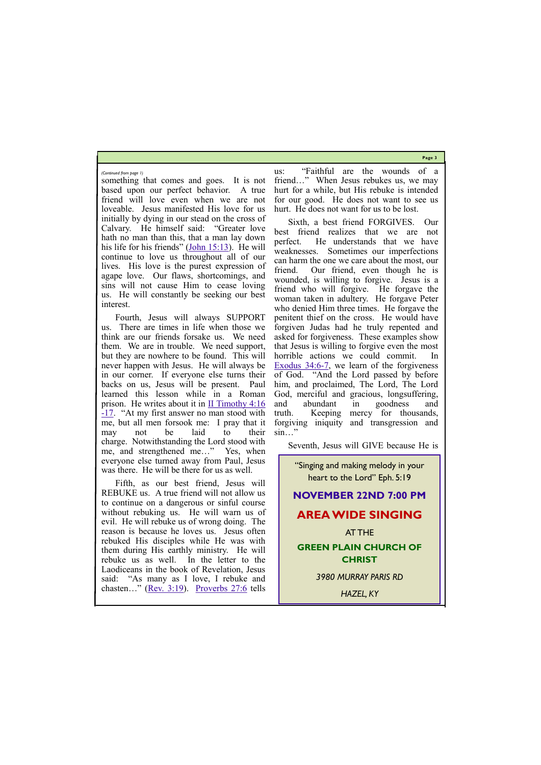*(Continued from page 1)*

something that comes and goes. It is not based upon our perfect behavior. A true friend will love even when we are not loveable. Jesus manifested His love for us initially by dying in our stead on the cross of Calvary. He himself said: "Greater love hath no man than this, that a man lay down his life for his friends" (John 15:13). He will continue to love us throughout all of our lives. His love is the purest expression of agape love. Our flaws, shortcomings, and sins will not cause Him to cease loving us. He will constantly be seeking our best interest.

Fourth, Jesus will always SUPPORT us. There are times in life when those we think are our friends forsake us. We need them. We are in trouble. We need support, but they are nowhere to be found. This will never happen with Jesus. He will always be in our corner. If everyone else turns their backs on us, Jesus will be present. Paul learned this lesson while in a Roman prison. He writes about it in II Timothy 4:16-17. "At my first answer no man stood with me, but all men forsook me: I pray that it may not be laid to their charge. Notwithstanding the Lord stood with me, and strengthened me…" Yes, when everyone else turned away from Paul, Jesus was there. He will be there for us as well.

Fifth, as our best friend, Jesus will REBUKE us. A true friend will not allow us to continue on a dangerous or sinful course without rebuking us. He will warn us of evil. He will rebuke us of wrong doing. The reason is because he loves us. Jesus often rebuked His disciples while He was with them during His earthly ministry. He will rebuke us as well. In the letter to the Laodiceans in the book of Revelation, Jesus said: "As many as I love, I rebuke and chasten…" (Rev. 3:19). Proverbs 27:6 tells us: "Faithful are the wounds of a friend…" When Jesus rebukes us, we may hurt for a while, but His rebuke is intended for our good. He does not want to see us hurt. He does not want for us to be lost.

Sixth, a best friend FORGIVES. Our best friend realizes that we are not perfect. He understands that we have weaknesses. Sometimes our imperfections can harm the one we care about the most, our friend. Our friend, even though he is wounded, is willing to forgive. Jesus is a friend who will forgive. He forgave the woman taken in adultery. He forgave Peter who denied Him three times. He forgave the penitent thief on the cross. He would have forgiven Judas had he truly repented and asked for forgiveness. These examples show that Jesus is willing to forgive even the most horrible actions we could commit. In Exodus 34:6-7, we learn of the forgiveness of God. "And the Lord passed by before him, and proclaimed, The Lord, The Lord God, merciful and gracious, longsuffering, and abundant in goodness and truth. Keeping mercy for thousands, forgiving iniquity and transgression and sin…"

Seventh, Jesus will GIVE because He is

---

"Singing and making melody in your heart to the Lord" Eph. 5:19

**NOVEMBER 22ND 7:00 PM**

**AREA WIDE SINGING**

AT THE

**GREEN PLAIN CHURCH OF CHRIST**

*3980 MURRAY PARIS RD*

*HAZEL, KY*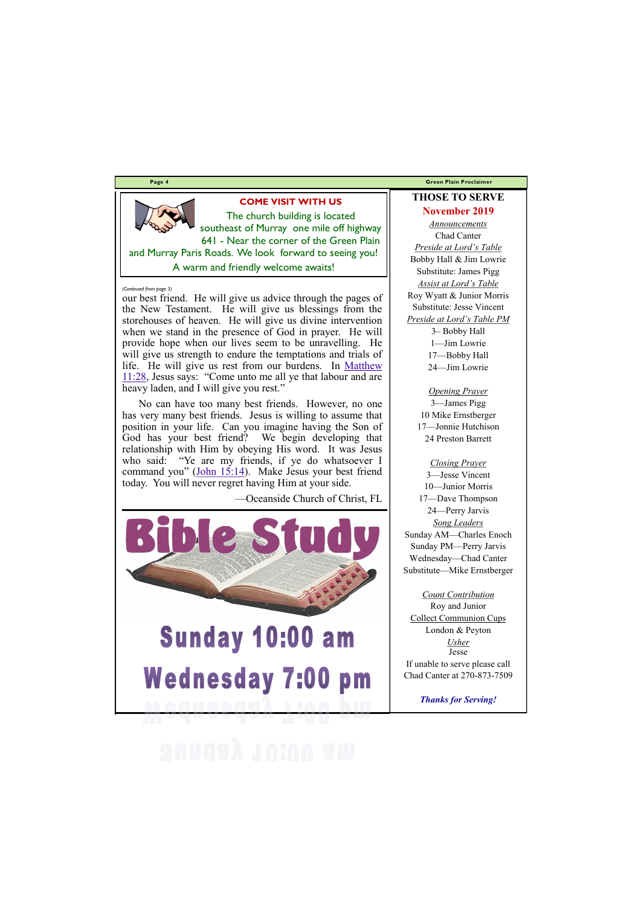## COME VISIT WITH US

The church building is located southeast of Murray one mile off highway 641 - Near the corner of the Green Plain and Murray Paris Roads. We look forward to seeing you! A warm and friendly welcome awaits!

*(Continued from page 3)*

our best friend. He will give us advice through the pages of the New Testament. He will give us blessings from the storehouses of heaven. He will give us divine intervention when we stand in the presence of God in prayer. He will provide hope when our lives seem to be unravelling. He will give us strength to endure the temptations and trials of life. He will give us rest from our burdens. In Matthew 11:28, Jesus says: "Come unto me all ye that labour and are heavy laden, and I will give you rest."

No can have too many best friends. However, no one has very many best friends. Jesus is willing to assume that position in your life. Can you imagine having the Son of God has your best friend? We begin developing that relationship with Him by obeying His word. It was Jesus who said: "Ye are my friends, if ye do whatsoever I command you" (John 15:14). Make Jesus your best friend today. You will never regret having Him at your side.

—Oceanside Church of Christ, FL

# Bible Study

**Sunday 10:00 am**

**Wednesday 7:00 pm**

## THOSE TO SERVE

### November 2019

*Announcements*
Chad Canter

*Preside at Lord's Table*
Bobby Hall & Jim Lowrie
Substitute: James Pigg

*Assist at Lord's Table*
Roy Wyatt & Junior Morris
Substitute: Jesse Vincent

*Preside at Lord's Table PM*
3– Bobby Hall
1—Jim Lowrie
17—Bobby Hall
24—Jim Lowrie

*Opening Prayer*
3—James Pigg
10 Mike Ernstberger
17—Jonnie Hutchison
24 Preston Barrett

*Closing Prayer*
3—Jesse Vincent
10—Junior Morris
17—Dave Thompson
24—Perry Jarvis

*Song Leaders*
Sunday AM—Charles Enoch
Sunday PM—Perry Jarvis
Wednesday—Chad Canter
Substitute—Mike Ernstberger

*Count Contribution*
Roy and Junior

Collect Communion Cups
London & Peyton

*Usher*
Jesse

If unable to serve please call Chad Canter at 270-873-7509

***Thanks for Serving!***